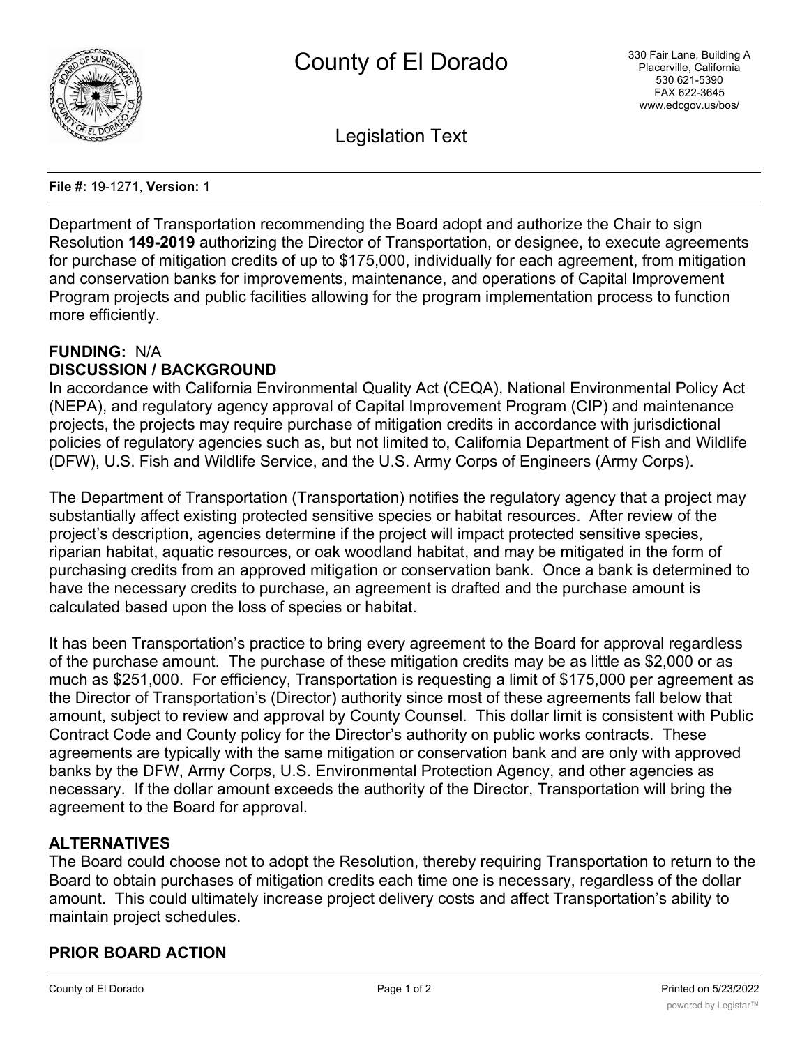# County of El Dorado

330 Fair Lane, Building A
Placerville, California
530 621-5390
FAX 622-3645
www.edcgov.us/bos/

## Legislation Text

**File #:** 19-1271, **Version:** 1

Department of Transportation recommending the Board adopt and authorize the Chair to sign Resolution **149-2019** authorizing the Director of Transportation, or designee, to execute agreements for purchase of mitigation credits of up to $175,000, individually for each agreement, from mitigation and conservation banks for improvements, maintenance, and operations of Capital Improvement Program projects and public facilities allowing for the program implementation process to function more efficiently.

**FUNDING:** N/A

**DISCUSSION / BACKGROUND**

In accordance with California Environmental Quality Act (CEQA), National Environmental Policy Act (NEPA), and regulatory agency approval of Capital Improvement Program (CIP) and maintenance projects, the projects may require purchase of mitigation credits in accordance with jurisdictional policies of regulatory agencies such as, but not limited to, California Department of Fish and Wildlife (DFW), U.S. Fish and Wildlife Service, and the U.S. Army Corps of Engineers (Army Corps).

The Department of Transportation (Transportation) notifies the regulatory agency that a project may substantially affect existing protected sensitive species or habitat resources. After review of the project's description, agencies determine if the project will impact protected sensitive species, riparian habitat, aquatic resources, or oak woodland habitat, and may be mitigated in the form of purchasing credits from an approved mitigation or conservation bank. Once a bank is determined to have the necessary credits to purchase, an agreement is drafted and the purchase amount is calculated based upon the loss of species or habitat.

It has been Transportation's practice to bring every agreement to the Board for approval regardless of the purchase amount. The purchase of these mitigation credits may be as little as $2,000 or as much as $251,000. For efficiency, Transportation is requesting a limit of $175,000 per agreement as the Director of Transportation's (Director) authority since most of these agreements fall below that amount, subject to review and approval by County Counsel. This dollar limit is consistent with Public Contract Code and County policy for the Director's authority on public works contracts. These agreements are typically with the same mitigation or conservation bank and are only with approved banks by the DFW, Army Corps, U.S. Environmental Protection Agency, and other agencies as necessary. If the dollar amount exceeds the authority of the Director, Transportation will bring the agreement to the Board for approval.

**ALTERNATIVES**

The Board could choose not to adopt the Resolution, thereby requiring Transportation to return to the Board to obtain purchases of mitigation credits each time one is necessary, regardless of the dollar amount. This could ultimately increase project delivery costs and affect Transportation's ability to maintain project schedules.

**PRIOR BOARD ACTION**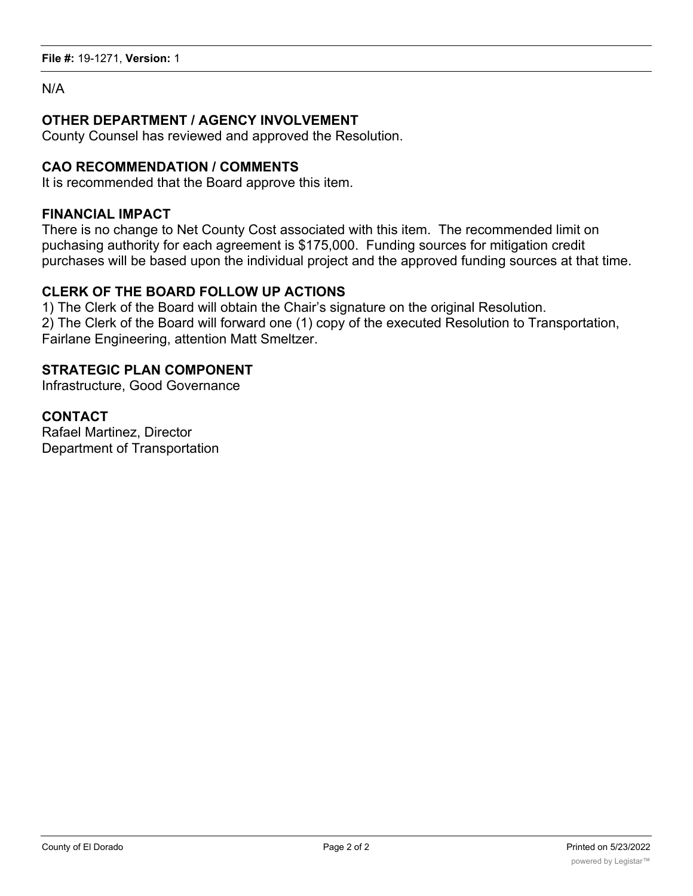N/A

## OTHER DEPARTMENT / AGENCY INVOLVEMENT

County Counsel has reviewed and approved the Resolution.

## CAO RECOMMENDATION / COMMENTS

It is recommended that the Board approve this item.

## FINANCIAL IMPACT

There is no change to Net County Cost associated with this item. The recommended limit on puchasing authority for each agreement is $175,000. Funding sources for mitigation credit purchases will be based upon the individual project and the approved funding sources at that time.

## CLERK OF THE BOARD FOLLOW UP ACTIONS

1) The Clerk of the Board will obtain the Chair's signature on the original Resolution.
2) The Clerk of the Board will forward one (1) copy of the executed Resolution to Transportation, Fairlane Engineering, attention Matt Smeltzer.

## STRATEGIC PLAN COMPONENT

Infrastructure, Good Governance

## CONTACT

Rafael Martinez, Director
Department of Transportation